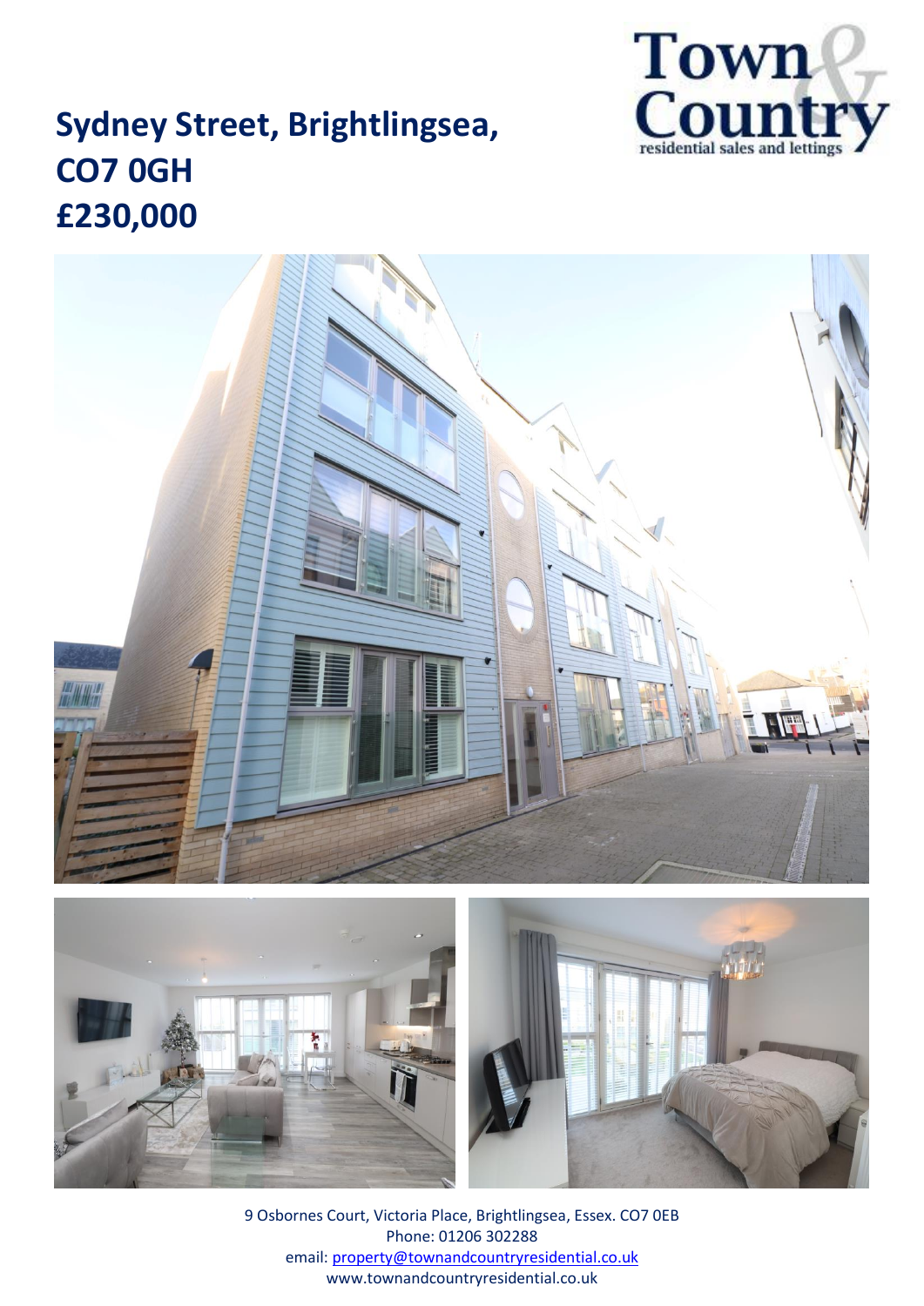# Sydney Street, Brightlingsea, CO7 0GH
# £230,000

Town & Country
residential sales and lettings

9 Osbornes Court, Victoria Place, Brightlingsea, Essex. CO7 0EB
Phone: 01206 302288
email: property@townandcountryresidential.co.uk
www.townandcountryresidential.co.uk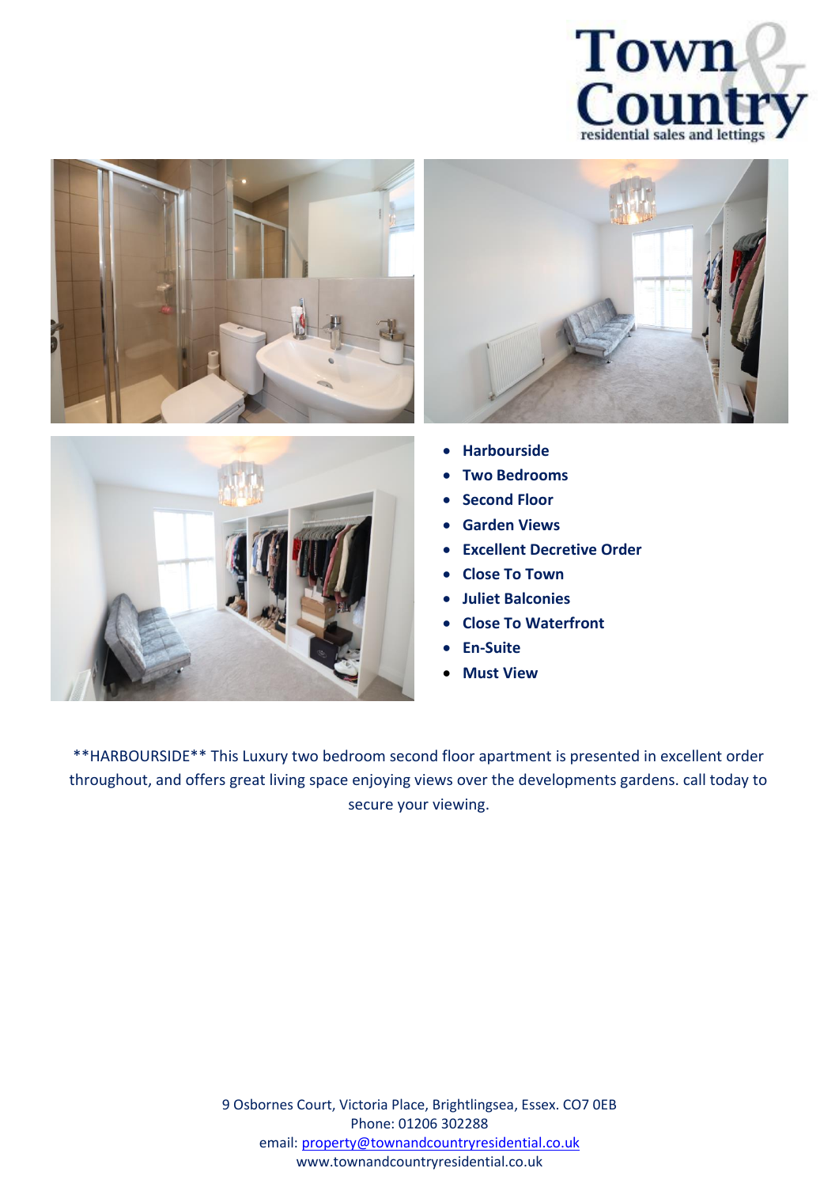Town & Country
residential sales and lettings

- **Harbourside**
- **Two Bedrooms**
- **Second Floor**
- **Garden Views**
- **Excellent Decretive Order**
- **Close To Town**
- **Juliet Balconies**
- **Close To Waterfront**
- **En-Suite**
- **Must View**

**HARBOURSIDE** This Luxury two bedroom second floor apartment is presented in excellent order throughout, and offers great living space enjoying views over the developments gardens. call today to secure your viewing.

9 Osbornes Court, Victoria Place, Brightlingsea, Essex. CO7 0EB
Phone: 01206 302288
email: property@townandcountryresidential.co.uk
www.townandcountryresidential.co.uk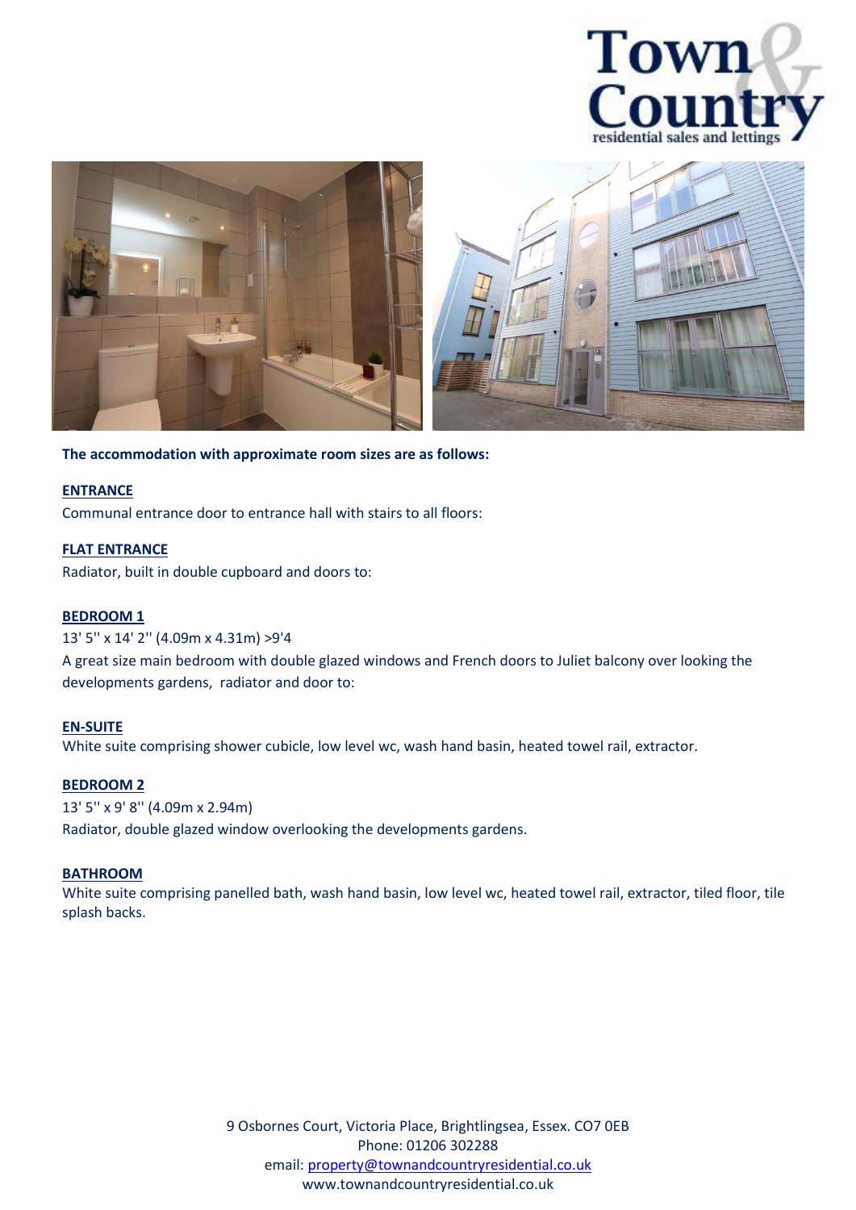**The accommodation with approximate room sizes are as follows:**

**ENTRANCE**

Communal entrance door to entrance hall with stairs to all floors:

**FLAT ENTRANCE**

Radiator, built in double cupboard and doors to:

**BEDROOM 1**

13' 5'' x 14' 2'' (4.09m x 4.31m) >9'4

A great size main bedroom with double glazed windows and French doors to Juliet balcony over looking the developments gardens, radiator and door to:

**EN-SUITE**

White suite comprising shower cubicle, low level wc, wash hand basin, heated towel rail, extractor.

**BEDROOM 2**

13' 5'' x 9' 8'' (4.09m x 2.94m)

Radiator, double glazed window overlooking the developments gardens.

**BATHROOM**

White suite comprising panelled bath, wash hand basin, low level wc, heated towel rail, extractor, tiled floor, tile splash backs.

9 Osbornes Court, Victoria Place, Brightlingsea, Essex. CO7 0EB
Phone: 01206 302288
email: property@townandcountryresidential.co.uk
www.townandcountryresidential.co.uk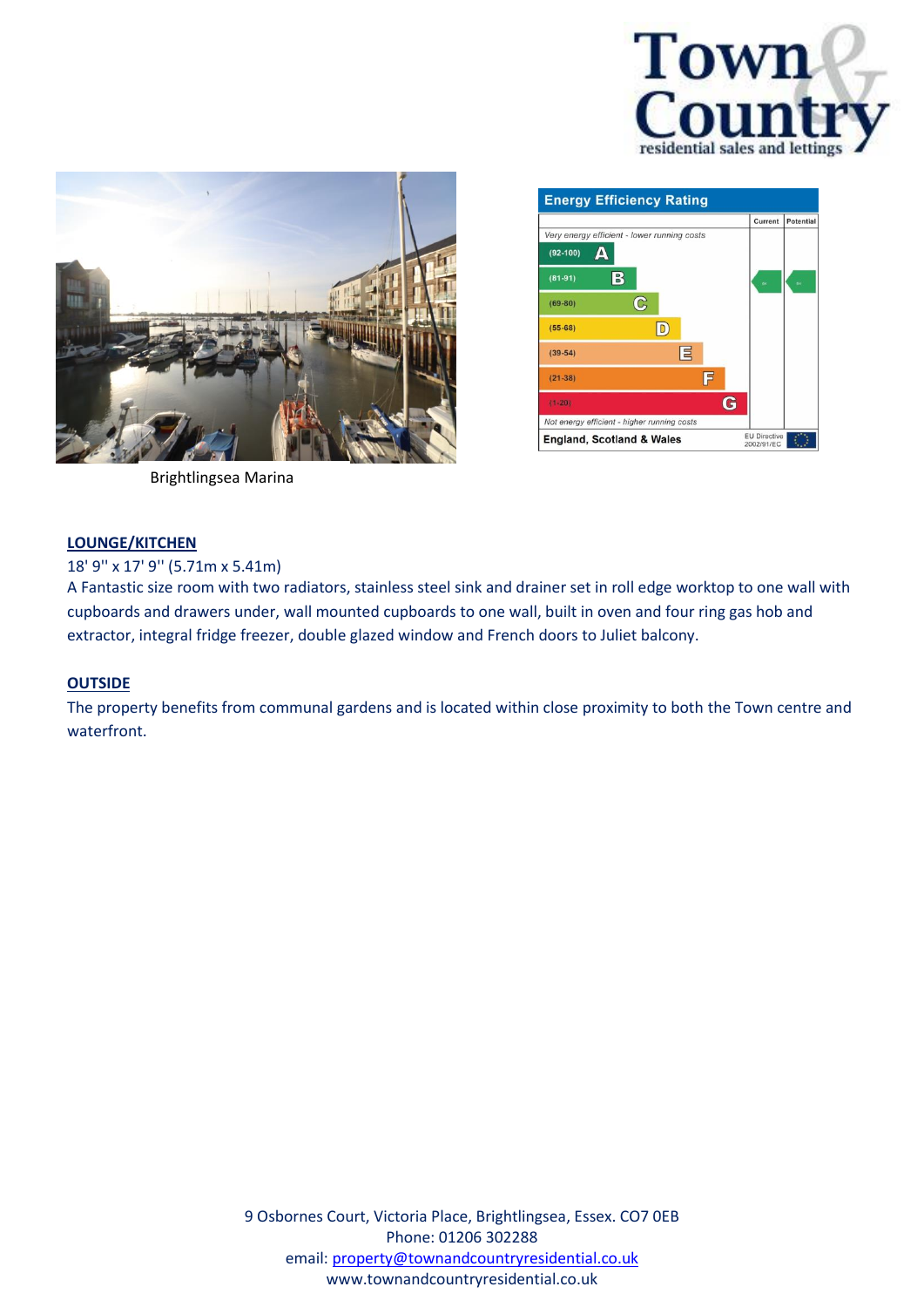Brightlingsea Marina

**Energy Efficiency Rating**

| | Current | Potential |
|---|---|---|
| *Very energy efficient - lower running costs* | | |
| (92-100) A | | |
| (81-91) B | 84 | 84 |
| (69-80) C | | |
| (55-68) D | | |
| (39-54) E | | |
| (21-38) F | | |
| (1-20) G | | |
| *Not energy efficient - higher running costs* | | |
| England, Scotland & Wales | EU Directive 2002/91/EC | |

## LOUNGE/KITCHEN

18' 9'' x 17' 9'' (5.71m x 5.41m)

A Fantastic size room with two radiators, stainless steel sink and drainer set in roll edge worktop to one wall with cupboards and drawers under, wall mounted cupboards to one wall, built in oven and four ring gas hob and extractor, integral fridge freezer, double glazed window and French doors to Juliet balcony.

## OUTSIDE

The property benefits from communal gardens and is located within close proximity to both the Town centre and waterfront.

9 Osbornes Court, Victoria Place, Brightlingsea, Essex. CO7 0EB
Phone: 01206 302288
email: property@townandcountryresidential.co.uk
www.townandcountryresidential.co.uk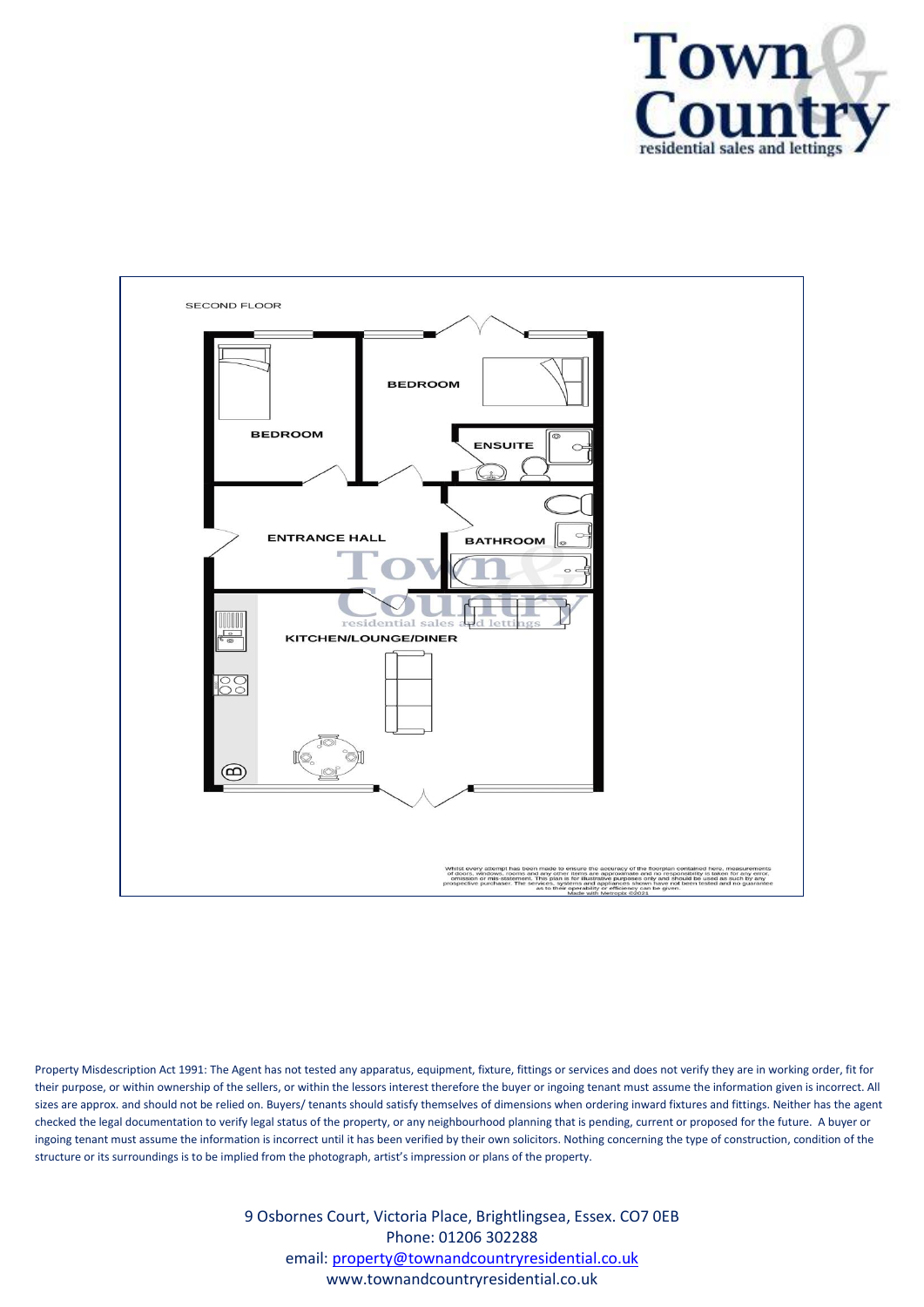SECOND FLOOR

BEDROOM

BEDROOM

ENSUITE

ENTRANCE HALL

BATHROOM

KITCHEN/LOUNGE/DINER

Whilst every attempt has been made to ensure the accuracy of the floorplan contained here, measurements of doors, windows, rooms and any other items are approximate and no responsibility is taken for any error, omission or mis-statement. This plan is for illustrative purposes only and should be used as such by any prospective purchaser. The services, systems and appliances shown have not been tested and no guarantee as to their operability or efficiency can be given.
Made with Metropix ©2021

Property Misdescription Act 1991: The Agent has not tested any apparatus, equipment, fixture, fittings or services and does not verify they are in working order, fit for their purpose, or within ownership of the sellers, or within the lessors interest therefore the buyer or ingoing tenant must assume the information given is incorrect. All sizes are approx. and should not be relied on. Buyers/ tenants should satisfy themselves of dimensions when ordering inward fixtures and fittings. Neither has the agent checked the legal documentation to verify legal status of the property, or any neighbourhood planning that is pending, current or proposed for the future. A buyer or ingoing tenant must assume the information is incorrect until it has been verified by their own solicitors. Nothing concerning the type of construction, condition of the structure or its surroundings is to be implied from the photograph, artist's impression or plans of the property.

9 Osbornes Court, Victoria Place, Brightlingsea, Essex. CO7 0EB
Phone: 01206 302288
email: property@townandcountryresidential.co.uk
www.townandcountryresidential.co.uk